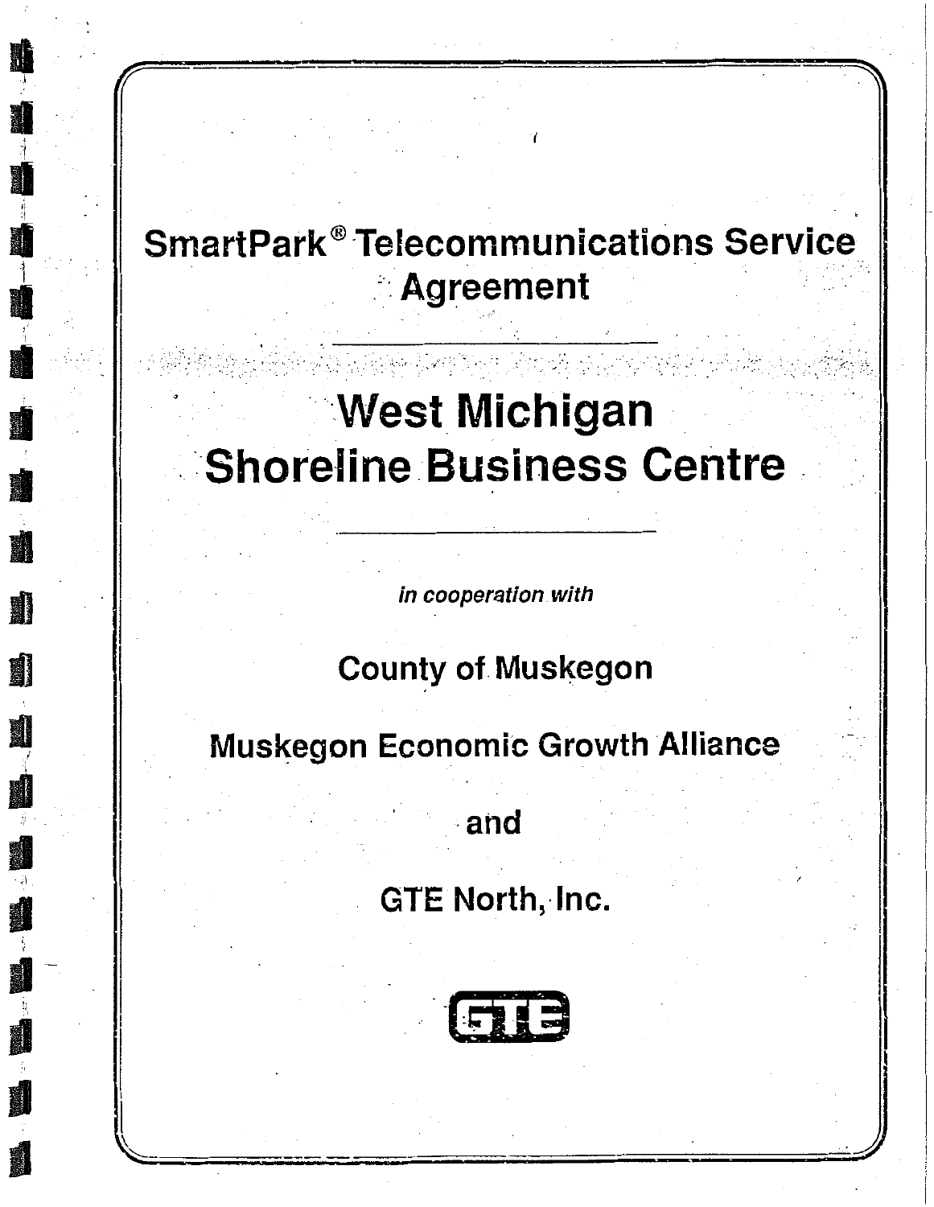# SmartPark® Telecommunications Service Agreement

---

# West Michigan Shoreline Business Centre

---

*in cooperation with*

## County of Muskegon

## Muskegon Economic Growth Alliance

## and

## GTE North, Inc.

GTE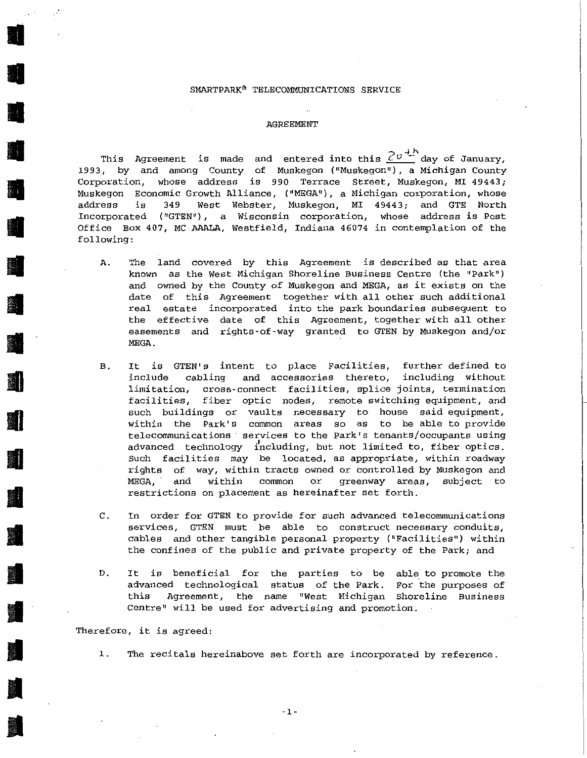SMARTPARK® TELECOMMUNICATIONS SERVICE

AGREEMENT

This Agreement is made and entered into this 20th day of January, 1993, by and among County of Muskegon ("Muskegon"), a Michigan County Corporation, whose address is 990 Terrace Street, Muskegon, MI 49443; Muskegon Economic Growth Alliance, ("MEGA"), a Michigan corporation, whose address is 349 West Webster, Muskegon, MI 49443; and GTE North Incorporated ("GTEN"), a Wisconsin corporation, whose address is Post Office Box 407, MC AAALA, Westfield, Indiana 46074 in contemplation of the following:

A. The land covered by this Agreement is described as that area known as the West Michigan Shoreline Business Centre (the "Park") and owned by the County of Muskegon and MEGA, as it exists on the date of this Agreement together with all other such additional real estate incorporated into the park boundaries subsequent to the effective date of this Agreement, together with all other easements and rights-of-way granted to GTEN by Muskegon and/or MEGA.

B. It is GTEN's intent to place Facilities, further defined to include cabling and accessories thereto, including without limitation, cross-connect facilities, splice joints, termination facilities, fiber optic nodes, remote switching equipment, and such buildings or vaults necessary to house said equipment, within the Park's common areas so as to be able to provide telecommunications services to the Park's tenants/occupants using advanced technology including, but not limited to, fiber optics. Such facilities may be located, as appropriate, within roadway rights of way, within tracts owned or controlled by Muskegon and MEGA, and within common or greenway areas, subject to restrictions on placement as hereinafter set forth.

C. In order for GTEN to provide for such advanced telecommunications services, GTEN must be able to construct necessary conduits, cables and other tangible personal property ("Facilities") within the confines of the public and private property of the Park; and

D. It is beneficial for the parties to be able to promote the advanced technological status of the Park. For the purposes of this Agreement, the name "West Michigan Shoreline Business Centre" will be used for advertising and promotion.

Therefore, it is agreed:

1. The recitals hereinabove set forth are incorporated by reference.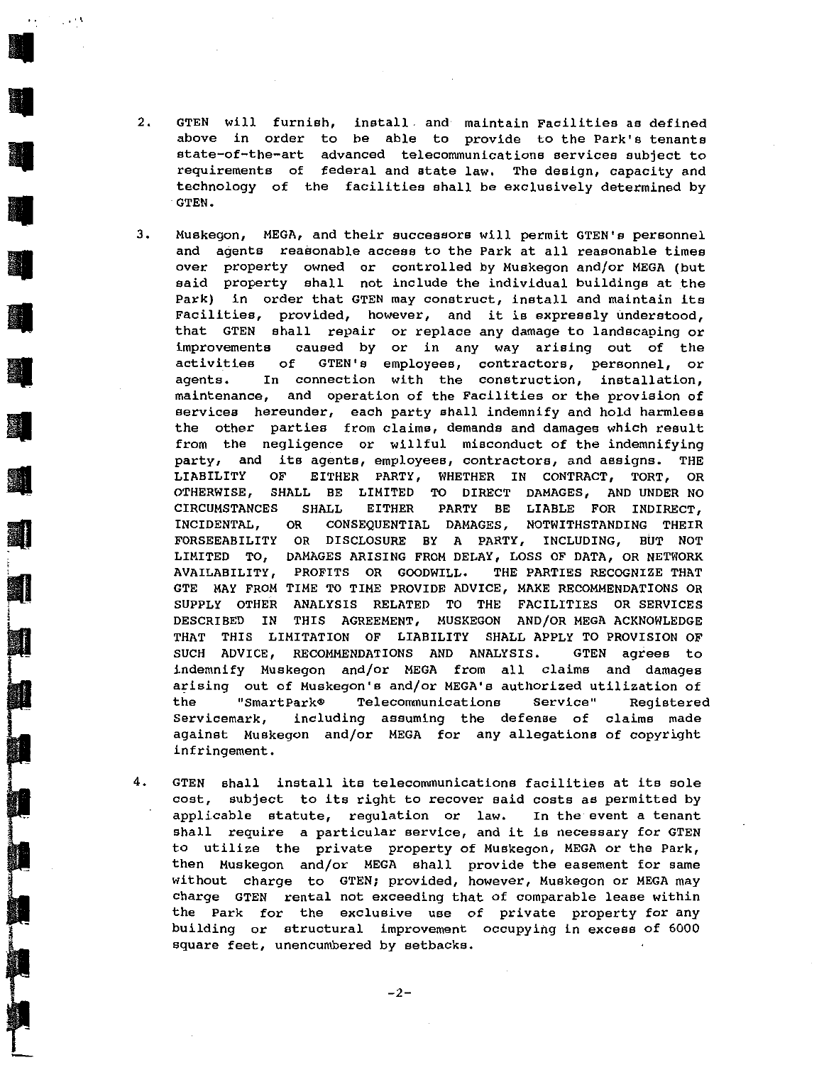2. GTEN will furnish, install and maintain Facilities as defined above in order to be able to provide to the Park's tenants state-of-the-art advanced telecommunications services subject to requirements of federal and state law. The design, capacity and technology of the facilities shall be exclusively determined by GTEN.

3. Muskegon, MEGA, and their successors will permit GTEN's personnel and agents reasonable access to the Park at all reasonable times over property owned or controlled by Muskegon and/or MEGA (but said property shall not include the individual buildings at the Park) in order that GTEN may construct, install and maintain its Facilities, provided, however, and it is expressly understood, that GTEN shall repair or replace any damage to landscaping or improvements caused by or in any way arising out of the activities of GTEN's employees, contractors, personnel, or agents. In connection with the construction, installation, maintenance, and operation of the Facilities or the provision of services hereunder, each party shall indemnify and hold harmless the other parties from claims, demands and damages which result from the negligence or willful misconduct of the indemnifying party, and its agents, employees, contractors, and assigns. THE LIABILITY OF EITHER PARTY, WHETHER IN CONTRACT, TORT, OR OTHERWISE, SHALL BE LIMITED TO DIRECT DAMAGES, AND UNDER NO CIRCUMSTANCES SHALL EITHER PARTY BE LIABLE FOR INDIRECT, INCIDENTAL, OR CONSEQUENTIAL DAMAGES, NOTWITHSTANDING THEIR FORSEEABILITY OR DISCLOSURE BY A PARTY, INCLUDING, BUT NOT LIMITED TO, DAMAGES ARISING FROM DELAY, LOSS OF DATA, OR NETWORK AVAILABILITY, PROFITS OR GOODWILL. THE PARTIES RECOGNIZE THAT GTE MAY FROM TIME TO TIME PROVIDE ADVICE, MAKE RECOMMENDATIONS OR SUPPLY OTHER ANALYSIS RELATED TO THE FACILITIES OR SERVICES DESCRIBED IN THIS AGREEMENT, MUSKEGON AND/OR MEGA ACKNOWLEDGE THAT THIS LIMITATION OF LIABILITY SHALL APPLY TO PROVISION OF SUCH ADVICE, RECOMMENDATIONS AND ANALYSIS. GTEN agrees to indemnify Muskegon and/or MEGA from all claims and damages arising out of Muskegon's and/or MEGA's authorized utilization of the "SmartPark® Telecommunications Service" Registered Servicemark, including assuming the defense of claims made against Muskegon and/or MEGA for any allegations of copyright infringement.

4. GTEN shall install its telecommunications facilities at its sole cost, subject to its right to recover said costs as permitted by applicable statute, regulation or law. In the event a tenant shall require a particular service, and it is necessary for GTEN to utilize the private property of Muskegon, MEGA or the Park, then Muskegon and/or MEGA shall provide the easement for same without charge to GTEN; provided, however, Muskegon or MEGA may charge GTEN rental not exceeding that of comparable lease within the Park for the exclusive use of private property for any building or structural improvement occupying in excess of 6000 square feet, unencumbered by setbacks.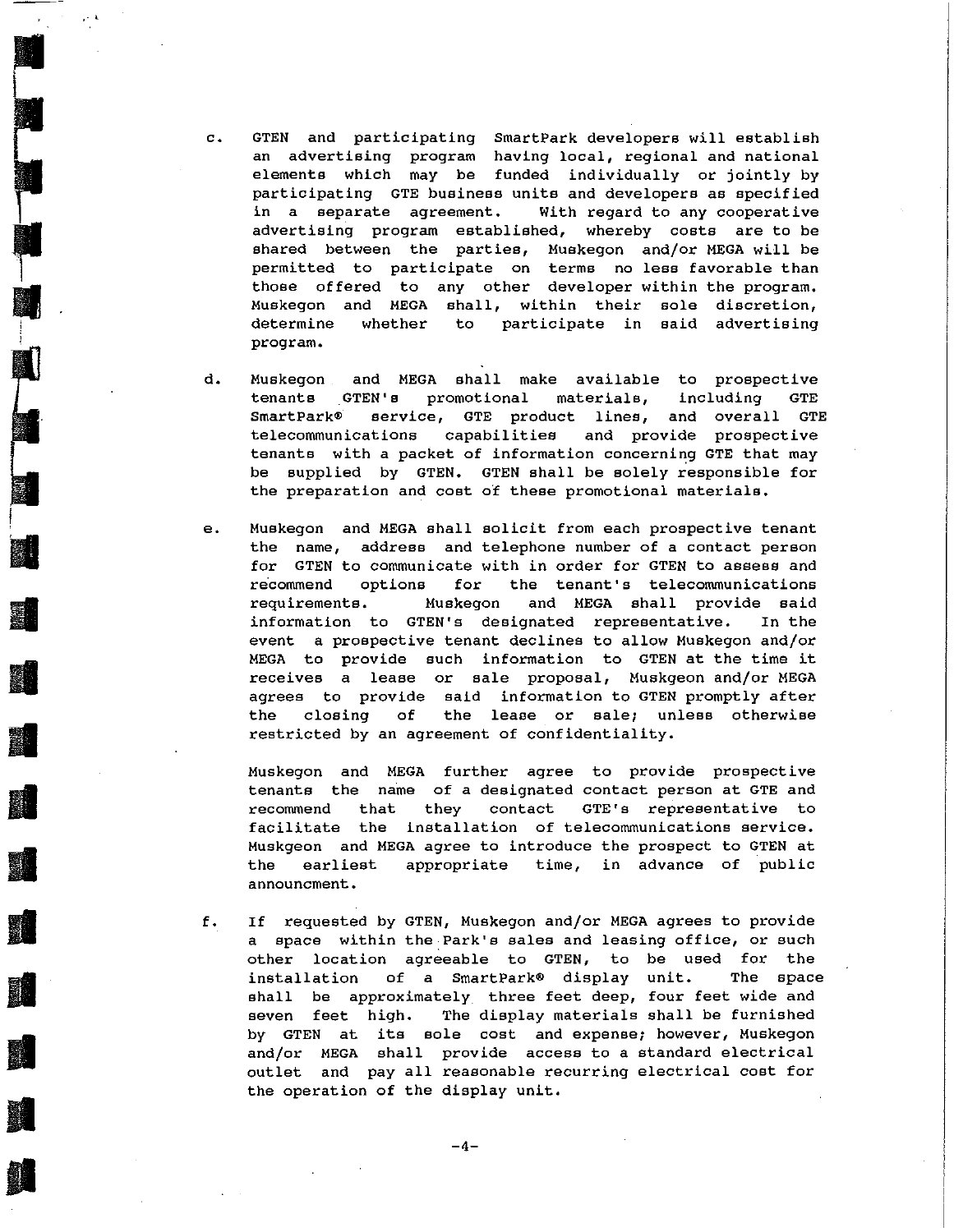c. GTEN and participating SmartPark developers will establish an advertising program having local, regional and national elements which may be funded individually or jointly by participating GTE business units and developers as specified in a separate agreement. With regard to any cooperative advertising program established, whereby costs are to be shared between the parties, Muskegon and/or MEGA will be permitted to participate on terms no less favorable than those offered to any other developer within the program. Muskegon and MEGA shall, within their sole discretion, determine whether to participate in said advertising program.

d. Muskegon and MEGA shall make available to prospective tenants GTEN's promotional materials, including GTE SmartPark® service, GTE product lines, and overall GTE telecommunications capabilities and provide prospective tenants with a packet of information concerning GTE that may be supplied by GTEN. GTEN shall be solely responsible for the preparation and cost of these promotional materials.

e. Muskegon and MEGA shall solicit from each prospective tenant the name, address and telephone number of a contact person for GTEN to communicate with in order for GTEN to assess and recommend options for the tenant's telecommunications requirements. Muskegon and MEGA shall provide said information to GTEN's designated representative. In the event a prospective tenant declines to allow Muskegon and/or MEGA to provide such information to GTEN at the time it receives a lease or sale proposal, Muskgeon and/or MEGA agrees to provide said information to GTEN promptly after the closing of the lease or sale; unless otherwise restricted by an agreement of confidentiality.

   Muskegon and MEGA further agree to provide prospective tenants the name of a designated contact person at GTE and recommend that they contact GTE's representative to facilitate the installation of telecommunications service. Muskgeon and MEGA agree to introduce the prospect to GTEN at the earliest appropriate time, in advance of public announcment.

f. If requested by GTEN, Muskegon and/or MEGA agrees to provide a space within the Park's sales and leasing office, or such other location agreeable to GTEN, to be used for the installation of a SmartPark® display unit. The space shall be approximately three feet deep, four feet wide and seven feet high. The display materials shall be furnished by GTEN at its sole cost and expense; however, Muskegon and/or MEGA shall provide access to a standard electrical outlet and pay all reasonable recurring electrical cost for the operation of the display unit.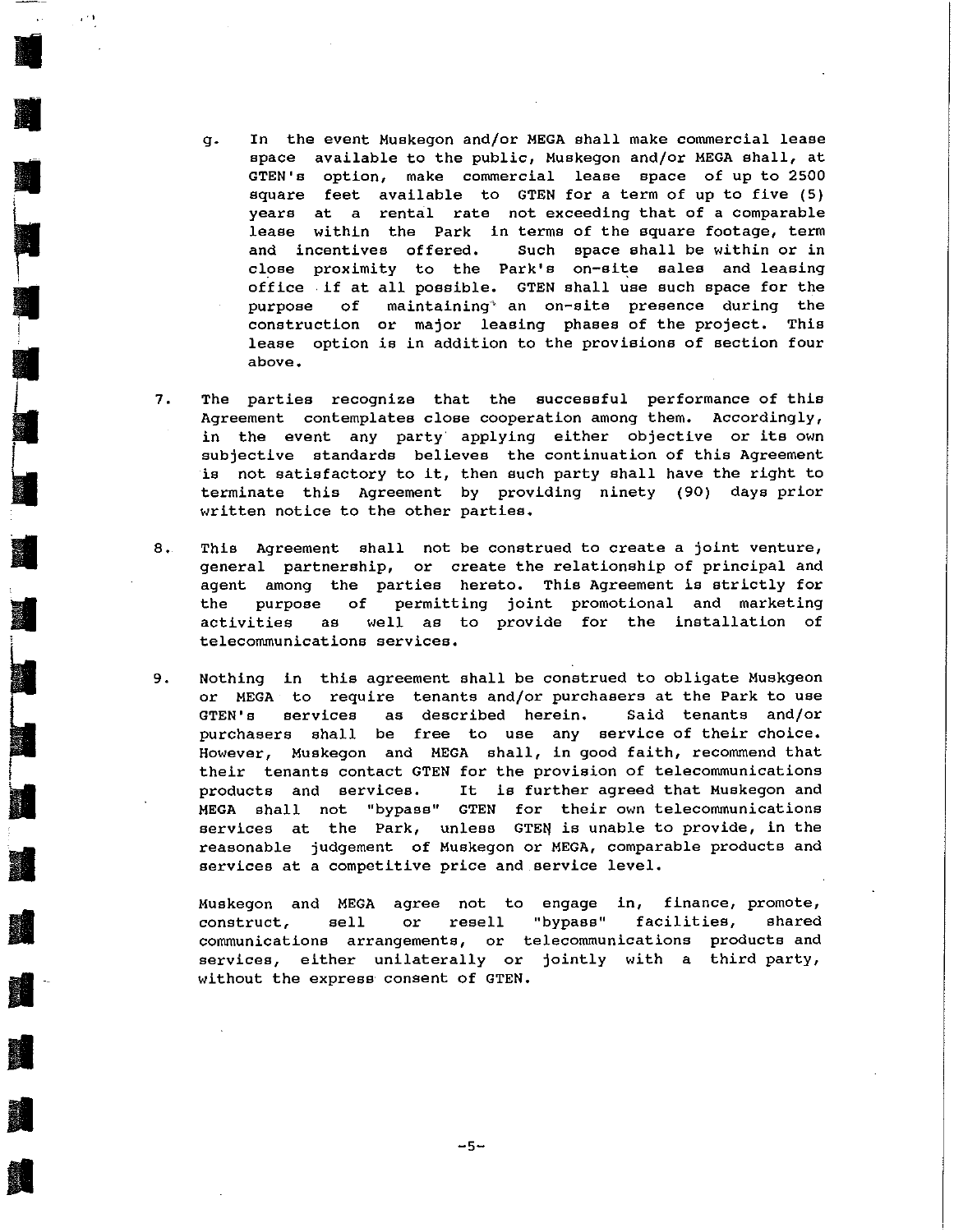g. In the event Muskegon and/or MEGA shall make commercial lease space available to the public, Muskegon and/or MEGA shall, at GTEN's option, make commercial lease space of up to 2500 square feet available to GTEN for a term of up to five (5) years at a rental rate not exceeding that of a comparable lease within the Park in terms of the square footage, term and incentives offered. Such space shall be within or in close proximity to the Park's on-site sales and leasing office if at all possible. GTEN shall use such space for the purpose of maintaining an on-site presence during the construction or major leasing phases of the project. This lease option is in addition to the provisions of section four above.

7. The parties recognize that the successful performance of this Agreement contemplates close cooperation among them. Accordingly, in the event any party applying either objective or its own subjective standards believes the continuation of this Agreement is not satisfactory to it, then such party shall have the right to terminate this Agreement by providing ninety (90) days prior written notice to the other parties.

8. This Agreement shall not be construed to create a joint venture, general partnership, or create the relationship of principal and agent among the parties hereto. This Agreement is strictly for the purpose of permitting joint promotional and marketing activities as well as to provide for the installation of telecommunications services.

9. Nothing in this agreement shall be construed to obligate Muskgeon or MEGA to require tenants and/or purchasers at the Park to use GTEN's services as described herein. Said tenants and/or purchasers shall be free to use any service of their choice. However, Muskegon and MEGA shall, in good faith, recommend that their tenants contact GTEN for the provision of telecommunications products and services. It is further agreed that Muskegon and MEGA shall not "bypass" GTEN for their own telecommunications services at the Park, unless GTEN is unable to provide, in the reasonable judgement of Muskegon or MEGA, comparable products and services at a competitive price and service level.

   Muskegon and MEGA agree not to engage in, finance, promote, construct, sell or resell "bypass" facilities, shared communications arrangements, or telecommunications products and services, either unilaterally or jointly with a third party, without the express consent of GTEN.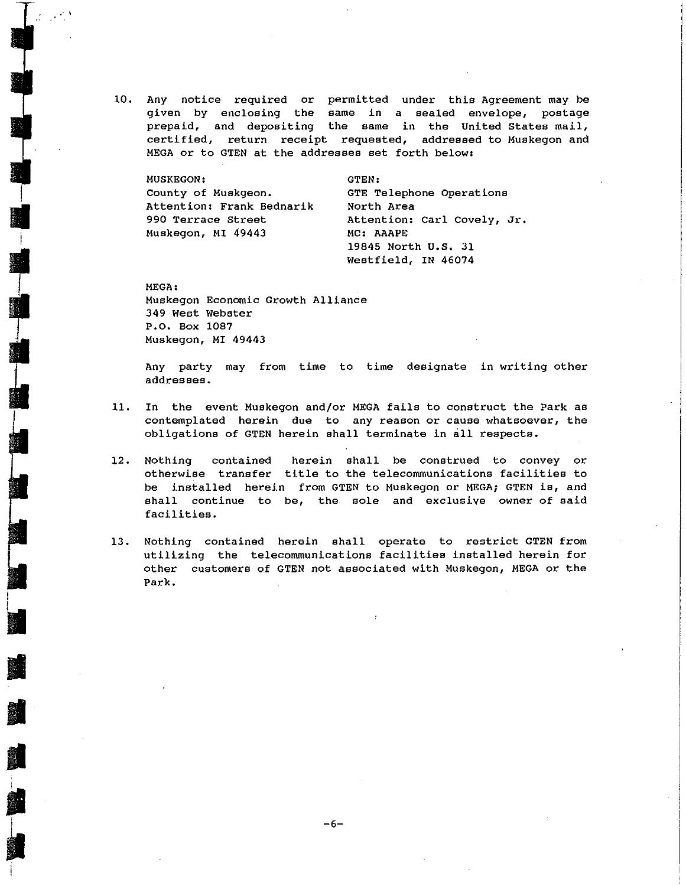10. Any notice required or permitted under this Agreement may be given by enclosing the same in a sealed envelope, postage prepaid, and depositing the same in the United States mail, certified, return receipt requested, addressed to Muskegon and MEGA or to GTEN at the addresses set forth below:

MUSKEGON:
County of Muskgeon.
Attention: Frank Bednarik
990 Terrace Street
Muskegon, MI 49443

GTEN:
GTE Telephone Operations
North Area
Attention: Carl Covely, Jr.
MC: AAAPE
19845 North U.S. 31
Westfield, IN 46074

MEGA:
Muskegon Economic Growth Alliance
349 West Webster
P.O. Box 1087
Muskegon, MI 49443

Any party may from time to time designate in writing other addresses.

11. In the event Muskegon and/or MEGA fails to construct the Park as contemplated herein due to any reason or cause whatsoever, the obligations of GTEN herein shall terminate in all respects.

12. Nothing contained herein shall be construed to convey or otherwise transfer title to the telecommunications facilities to be installed herein from GTEN to Muskegon or MEGA; GTEN is, and shall continue to be, the sole and exclusive owner of said facilities.

13. Nothing contained herein shall operate to restrict GTEN from utilizing the telecommunications facilities installed herein for other customers of GTEN not associated with Muskegon, MEGA or the Park.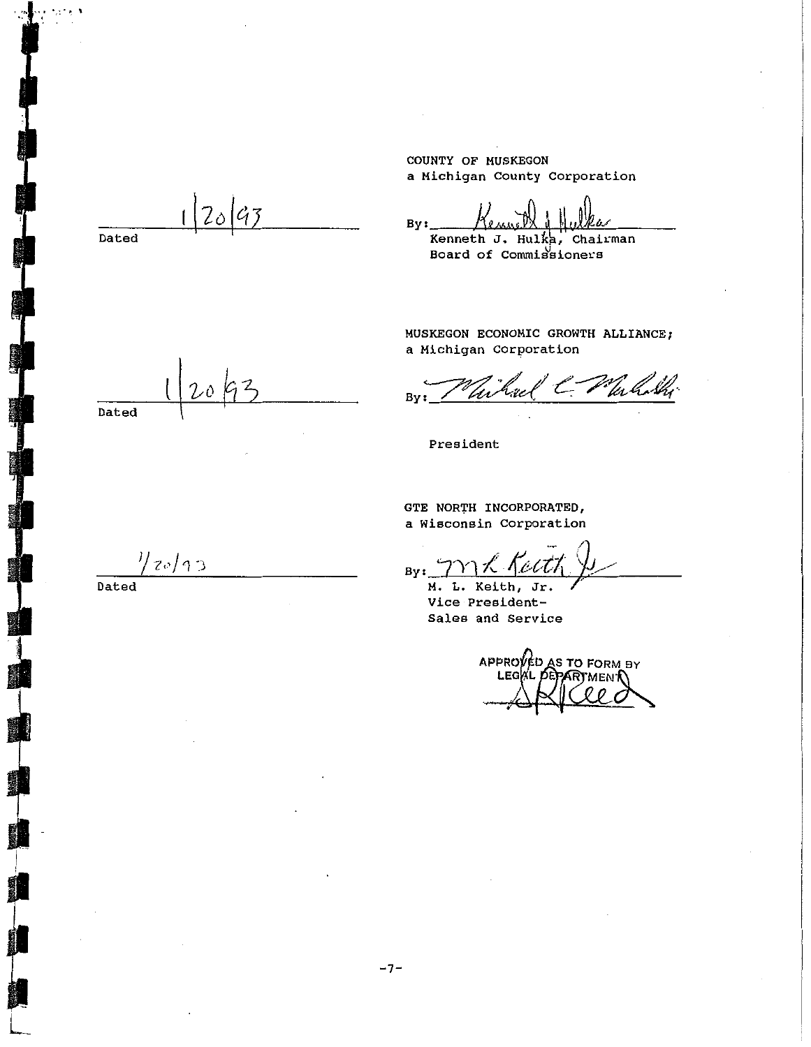COUNTY OF MUSKEGON
a Michigan County Corporation

1/20/93
Dated

By: Kenneth J. Hulka
Kenneth J. Hulka, Chairman
Board of Commissioners

MUSKEGON ECONOMIC GROWTH ALLIANCE;
a Michigan Corporation

1/20/93
Dated

By: Michael C. Mulcahy

President

GTE NORTH INCORPORATED,
a Wisconsin Corporation

1/20/93
Dated

By: M L Keith Jr
M. L. Keith, Jr.
Vice President-
Sales and Service

APPROVED AS TO FORM BY
LEGAL DEPARTMENT
S R Reed